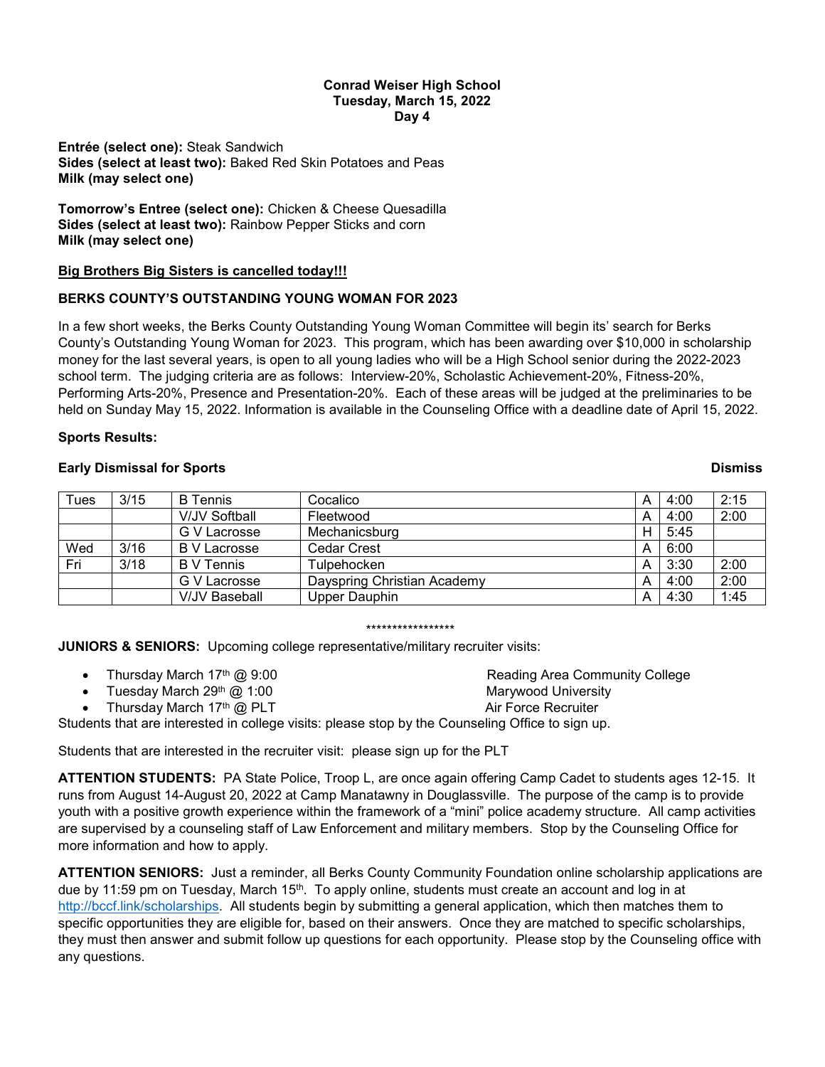**Conrad Weiser High School**
**Tuesday, March 15, 2022**
**Day 4**

**Entrée (select one):** Steak Sandwich
**Sides (select at least two):** Baked Red Skin Potatoes and Peas
**Milk (may select one)**

**Tomorrow's Entree (select one):** Chicken & Cheese Quesadilla
**Sides (select at least two):** Rainbow Pepper Sticks and corn
**Milk (may select one)**

**Big Brothers Big Sisters is cancelled today!!!**

**BERKS COUNTY'S OUTSTANDING YOUNG WOMAN FOR 2023**

In a few short weeks, the Berks County Outstanding Young Woman Committee will begin its' search for Berks County's Outstanding Young Woman for 2023. This program, which has been awarding over $10,000 in scholarship money for the last several years, is open to all young ladies who will be a High School senior during the 2022-2023 school term. The judging criteria are as follows: Interview-20%, Scholastic Achievement-20%, Fitness-20%, Performing Arts-20%, Presence and Presentation-20%. Each of these areas will be judged at the preliminaries to be held on Sunday May 15, 2022. Information is available in the Counseling Office with a deadline date of April 15, 2022.

**Sports Results:**

**Early Dismissal for Sports** **Dismiss**

| | | | | | | Dismiss |
|---|---|---|---|---|---|---|
| Tues | 3/15 | B Tennis | Cocalico | A | 4:00 | 2:15 |
| | | V/JV Softball | Fleetwood | A | 4:00 | 2:00 |
| | | G V Lacrosse | Mechanicsburg | H | 5:45 | |
| Wed | 3/16 | B V Lacrosse | Cedar Crest | A | 6:00 | |
| Fri | 3/18 | B V Tennis | Tulpehocken | A | 3:30 | 2:00 |
| | | G V Lacrosse | Dayspring Christian Academy | A | 4:00 | 2:00 |
| | | V/JV Baseball | Upper Dauphin | A | 4:30 | 1:45 |

\*\*\*\*\*\*\*\*\*\*\*\*\*\*\*\*\*

**JUNIORS & SENIORS:** Upcoming college representative/military recruiter visits:

- Thursday March 17th @ 9:00 — Reading Area Community College
- Tuesday March 29th @ 1:00 — Marywood University
- Thursday March 17th @ PLT — Air Force Recruiter

Students that are interested in college visits: please stop by the Counseling Office to sign up.

Students that are interested in the recruiter visit: please sign up for the PLT

**ATTENTION STUDENTS:** PA State Police, Troop L, are once again offering Camp Cadet to students ages 12-15. It runs from August 14-August 20, 2022 at Camp Manatawny in Douglassville. The purpose of the camp is to provide youth with a positive growth experience within the framework of a "mini" police academy structure. All camp activities are supervised by a counseling staff of Law Enforcement and military members. Stop by the Counseling Office for more information and how to apply.

**ATTENTION SENIORS:** Just a reminder, all Berks County Community Foundation online scholarship applications are due by 11:59 pm on Tuesday, March 15th. To apply online, students must create an account and log in at http://bccf.link/scholarships. All students begin by submitting a general application, which then matches them to specific opportunities they are eligible for, based on their answers. Once they are matched to specific scholarships, they must then answer and submit follow up questions for each opportunity. Please stop by the Counseling office with any questions.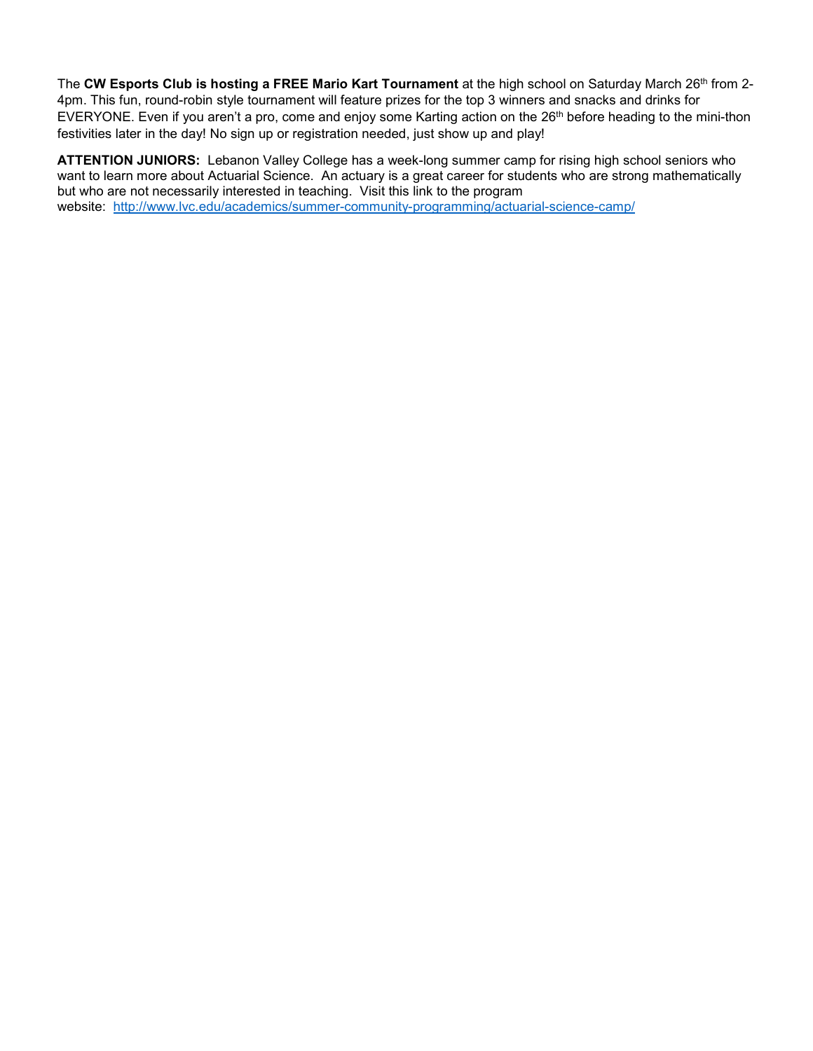The **CW Esports Club is hosting a FREE Mario Kart Tournament** at the high school on Saturday March 26th from 2-4pm. This fun, round-robin style tournament will feature prizes for the top 3 winners and snacks and drinks for EVERYONE. Even if you aren't a pro, come and enjoy some Karting action on the 26th before heading to the mini-thon festivities later in the day! No sign up or registration needed, just show up and play!

**ATTENTION JUNIORS:** Lebanon Valley College has a week-long summer camp for rising high school seniors who want to learn more about Actuarial Science. An actuary is a great career for students who are strong mathematically but who are not necessarily interested in teaching. Visit this link to the program website: http://www.lvc.edu/academics/summer-community-programming/actuarial-science-camp/